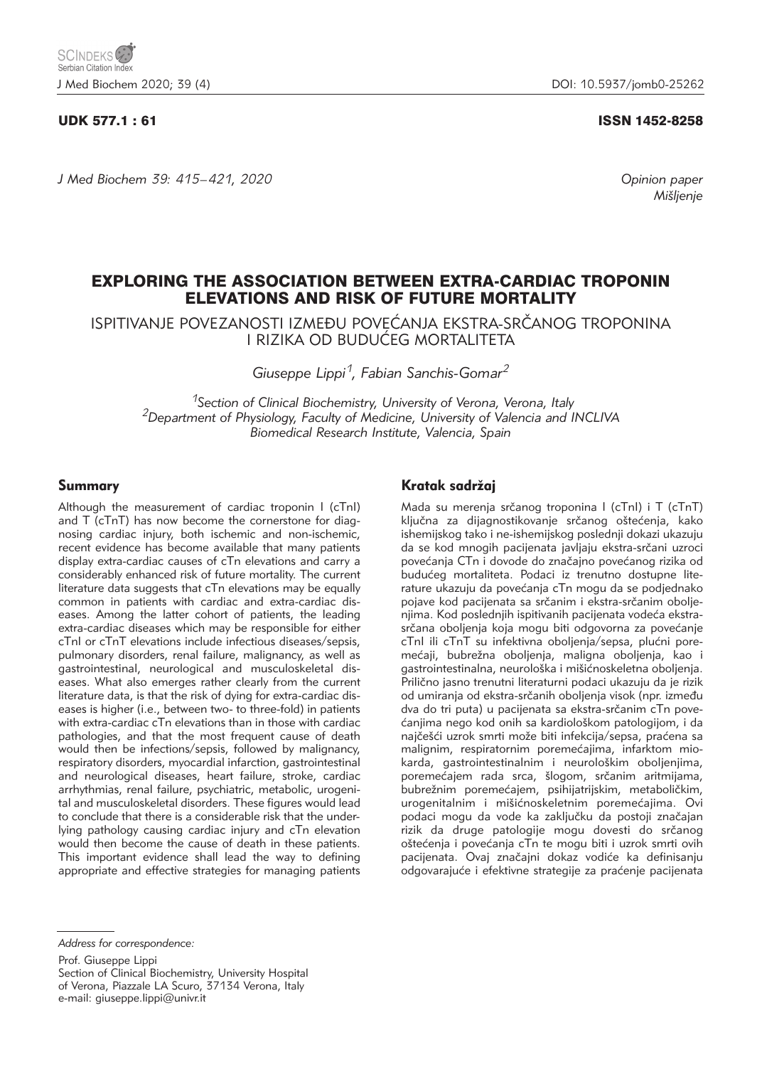UDK 577.1 : 61

ISSN 1452-8258

*J Med Biochem 39: 415–421, 2020*

*Opinion paper*
*Mišljenje*

# EXPLORING THE ASSOCIATION BETWEEN EXTRA-CARDIAC TROPONIN ELEVATIONS AND RISK OF FUTURE MORTALITY

## ISPITIVANJE POVEZANOSTI IZMEĐU POVEĆANJA EKSTRA-SRČANOG TROPONINA I RIZIKA OD BUDUĆEG MORTALITETA

*Giuseppe Lippi[1], Fabian Sanchis-Gomar[2]*

[1]*Section of Clinical Biochemistry, University of Verona, Verona, Italy*
[2]*Department of Physiology, Faculty of Medicine, University of Valencia and INCLIVA Biomedical Research Institute, Valencia, Spain*

### Summary

Although the measurement of cardiac troponin I (cTnI) and T (cTnT) has now become the cornerstone for diagnosing cardiac injury, both ischemic and non-ischemic, recent evidence has become available that many patients display extra-cardiac causes of cTn elevations and carry a considerably enhanced risk of future mortality. The current literature data suggests that cTn elevations may be equally common in patients with cardiac and extra-cardiac diseases. Among the latter cohort of patients, the leading extra-cardiac diseases which may be responsible for either cTnI or cTnT elevations include infectious diseases/sepsis, pulmonary disorders, renal failure, malignancy, as well as gastrointestinal, neurological and musculoskeletal diseases. What also emerges rather clearly from the current literature data, is that the risk of dying for extra-cardiac diseases is higher (i.e., between two- to three-fold) in patients with extra-cardiac cTn elevations than in those with cardiac pathologies, and that the most frequent cause of death would then be infections/sepsis, followed by malignancy, respiratory disorders, myocardial infarction, gastrointestinal and neurological diseases, heart failure, stroke, cardiac arrhythmias, renal failure, psychiatric, metabolic, urogenital and musculoskeletal disorders. These figures would lead to conclude that there is a considerable risk that the underlying pathology causing cardiac injury and cTn elevation would then become the cause of death in these patients. This important evidence shall lead the way to defining appropriate and effective strategies for managing patients

### Kratak sadržaj

Mada su merenja srčanog troponina I (cTnI) i T (cTnT) ključna za dijagnostikovanje srčanog oštećenja, kako ishemijskog tako i ne-ishemijskog poslednji dokazi ukazuju da se kod mnogih pacijenata javljaju ekstra-srčani uzroci povećanja CTn i dovode do značajno povećanog rizika od budućeg mortaliteta. Podaci iz trenutno dostupne literature ukazuju da povećanja cTn mogu da se podjednako pojave kod pacijenata sa srčanim i ekstra-srčanim oboljenjima. Kod poslednjih ispitivanih pacijenata vodeća ekstra-srčana oboljenja koja mogu biti odgovorna za povećanje cTnI ili cTnT su infektivna oboljenja/sepsa, plućni poremećaji, bubrežna oboljenja, maligna oboljenja, kao i gastrointestinalna, neurološka i mišićnoskeletna oboljenja. Prilično jasno trenutni literaturni podaci ukazuju da je rizik od umiranja od ekstra-srčanih oboljenja visok (npr. između dva do tri puta) u pacijenata sa ekstra-srčanim cTn povećanjima nego kod onih sa kardiološkom patologijom, i da najčešći uzrok smrti može biti infekcija/sepsa, praćena sa malignim, respiratornim poremećajima, infarktom miokarda, gastrointestinalnim i neurološkim oboljenjima, poremećajem rada srca, šlogom, srčanim aritmijama, bubrežnim poremećajem, psihijatrijskim, metaboličkim, urogenitalnim i mišićnoskeletnim poremećajima. Ovi podaci mogu da vode ka zaključku da postoji značajan rizik da druge patologije mogu dovesti do srčanog oštećenja i povećanja cTn te mogu biti i uzrok smrti ovih pacijenata. Ovaj značajni dokaz vodiće ka definisanju odgovarajuće i efektivne strategije za praćenje pacijenata

---

*Address for correspondence:*

Prof. Giuseppe Lippi
Section of Clinical Biochemistry, University Hospital of Verona, Piazzale LA Scuro, 37134 Verona, Italy
e-mail: giuseppe.lippi@univr.it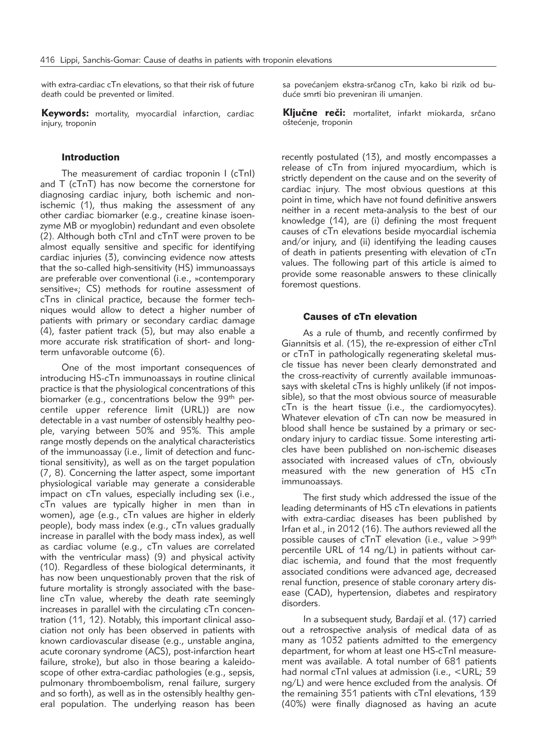with extra-cardiac cTn elevations, so that their risk of future death could be prevented or limited.

**Keywords:** mortality, myocardial infarction, cardiac injury, troponin

sa povećanjem ekstra-srčanog cTn, kako bi rizik od buduće smrti bio preveniran ili umanjen.

**Ključne reči:** mortalitet, infarkt miokarda, srčano oštećenje, troponin

## Introduction

The measurement of cardiac troponin I (cTnI) and T (cTnT) has now become the cornerstone for diagnosing cardiac injury, both ischemic and non-ischemic (1), thus making the assessment of any other cardiac biomarker (e.g., creatine kinase isoenzyme MB or myoglobin) redundant and even obsolete (2). Although both cTnI and cTnT were proven to be almost equally sensitive and specific for identifying cardiac injuries (3), convincing evidence now attests that the so-called high-sensitivity (HS) immunoassays are preferable over conventional (i.e., »contemporary sensitive«; CS) methods for routine assessment of cTns in clinical practice, because the former techniques would allow to detect a higher number of patients with primary or secondary cardiac damage (4), faster patient track (5), but may also enable a more accurate risk stratification of short- and long-term unfavorable outcome (6).

One of the most important consequences of introducing HS-cTn immunoassays in routine clinical practice is that the physiological concentrations of this biomarker (e.g., concentrations below the 99$^{th}$ percentile upper reference limit (URL)) are now detectable in a vast number of ostensibly healthy people, varying between 50% and 95%. This ample range mostly depends on the analytical characteristics of the immunoassay (i.e., limit of detection and functional sensitivity), as well as on the target population (7, 8). Concerning the latter aspect, some important physiological variable may generate a considerable impact on cTn values, especially including sex (i.e., cTn values are typically higher in men than in women), age (e.g., cTn values are higher in elderly people), body mass index (e.g., cTn values gradually increase in parallel with the body mass index), as well as cardiac volume (e.g., cTn values are correlated with the ventricular mass) (9) and physical activity (10). Regardless of these biological determinants, it has now been unquestionably proven that the risk of future mortality is strongly associated with the baseline cTn value, whereby the death rate seemingly increases in parallel with the circulating cTn concentration (11, 12). Notably, this important clinical association not only has been observed in patients with known cardiovascular disease (e.g., unstable angina, acute coronary syndrome (ACS), post-infarction heart failure, stroke), but also in those bearing a kaleidoscope of other extra-cardiac pathologies (e.g., sepsis, pulmonary thromboembolism, renal failure, surgery and so forth), as well as in the ostensibly healthy general population. The underlying reason has been recently postulated (13), and mostly encompasses a release of cTn from injured myocardium, which is strictly dependent on the cause and on the severity of cardiac injury. The most obvious questions at this point in time, which have not found definitive answers neither in a recent meta-analysis to the best of our knowledge (14), are (i) defining the most frequent causes of cTn elevations beside myocardial ischemia and/or injury, and (ii) identifying the leading causes of death in patients presenting with elevation of cTn values. The following part of this article is aimed to provide some reasonable answers to these clinically foremost questions.

## Causes of cTn elevation

As a rule of thumb, and recently confirmed by Giannitsis et al. (15), the re-expression of either cTnI or cTnT in pathologically regenerating skeletal muscle tissue has never been clearly demonstrated and the cross-reactivity of currently available immunoassays with skeletal cTns is highly unlikely (if not impossible), so that the most obvious source of measurable cTn is the heart tissue (i.e., the cardiomyocytes). Whatever elevation of cTn can now be measured in blood shall hence be sustained by a primary or secondary injury to cardiac tissue. Some interesting articles have been published on non-ischemic diseases associated with increased values of cTn, obviously measured with the new generation of HS cTn immunoassays.

The first study which addressed the issue of the leading determinants of HS cTn elevations in patients with extra-cardiac diseases has been published by Irfan et al., in 2012 (16). The authors reviewed all the possible causes of cTnT elevation (i.e., value >99$^{th}$ percentile URL of 14 ng/L) in patients without cardiac ischemia, and found that the most frequently associated conditions were advanced age, decreased renal function, presence of stable coronary artery disease (CAD), hypertension, diabetes and respiratory disorders.

In a subsequent study, Bardají et al. (17) carried out a retrospective analysis of medical data of as many as 1032 patients admitted to the emergency department, for whom at least one HS-cTnI measurement was available. A total number of 681 patients had normal cTnI values at admission (i.e., <URL; 39 ng/L) and were hence excluded from the analysis. Of the remaining 351 patients with cTnI elevations, 139 (40%) were finally diagnosed as having an acute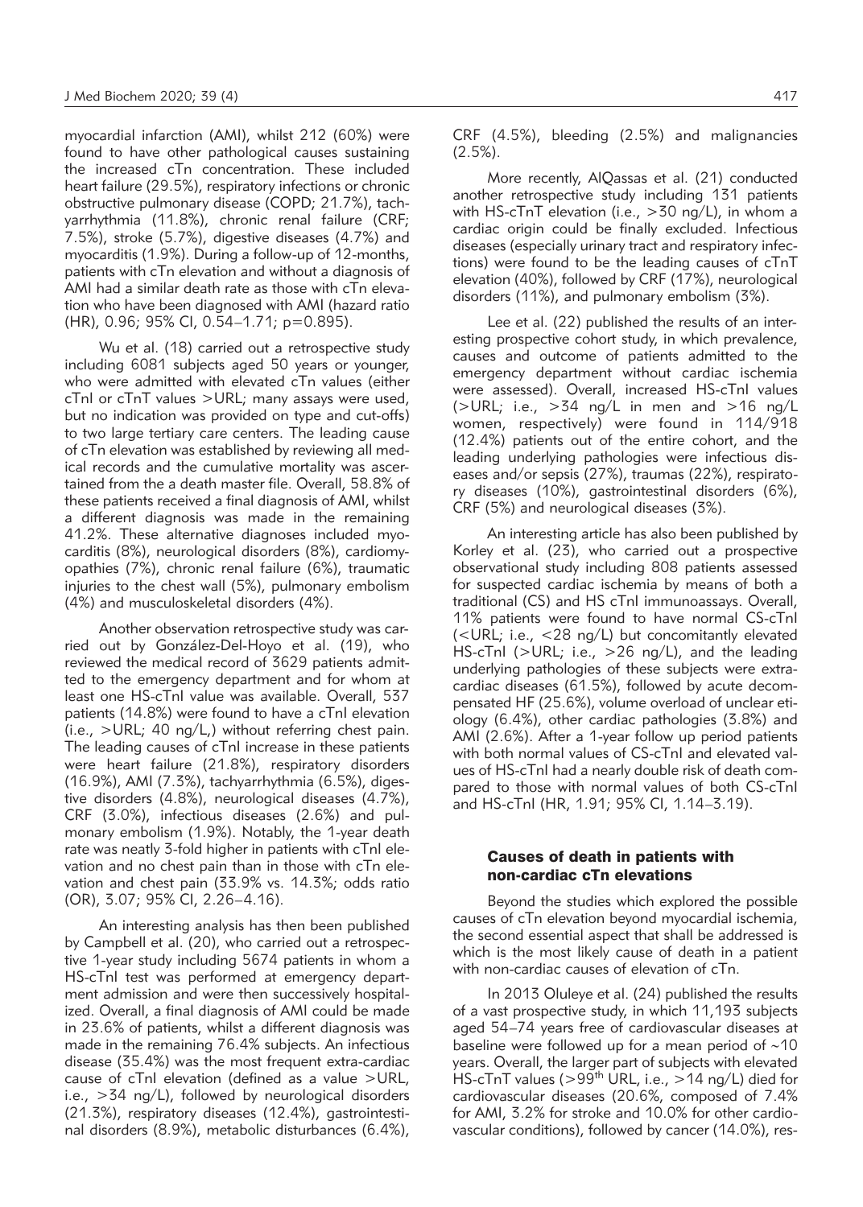myocardial infarction (AMI), whilst 212 (60%) were found to have other pathological causes sustaining the increased cTn concentration. These included heart failure (29.5%), respiratory infections or chronic obstructive pulmonary disease (COPD; 21.7%), tachyarrhythmia (11.8%), chronic renal failure (CRF; 7.5%), stroke (5.7%), digestive diseases (4.7%) and myocarditis (1.9%). During a follow-up of 12-months, patients with cTn elevation and without a diagnosis of AMI had a similar death rate as those with cTn elevation who have been diagnosed with AMI (hazard ratio (HR), 0.96; 95% CI, 0.54–1.71; p=0.895).

Wu et al. (18) carried out a retrospective study including 6081 subjects aged 50 years or younger, who were admitted with elevated cTn values (either cTnI or cTnT values >URL; many assays were used, but no indication was provided on type and cut-offs) to two large tertiary care centers. The leading cause of cTn elevation was established by reviewing all medical records and the cumulative mortality was ascertained from the a death master file. Overall, 58.8% of these patients received a final diagnosis of AMI, whilst a different diagnosis was made in the remaining 41.2%. These alternative diagnoses included myocarditis (8%), neurological disorders (8%), cardiomyopathies (7%), chronic renal failure (6%), traumatic injuries to the chest wall (5%), pulmonary embolism (4%) and musculoskeletal disorders (4%).

Another observation retrospective study was carried out by González-Del-Hoyo et al. (19), who reviewed the medical record of 3629 patients admitted to the emergency department and for whom at least one HS-cTnI value was available. Overall, 537 patients (14.8%) were found to have a cTnI elevation (i.e., >URL; 40 ng/L,) without referring chest pain. The leading causes of cTnI increase in these patients were heart failure (21.8%), respiratory disorders (16.9%), AMI (7.3%), tachyarrhythmia (6.5%), digestive disorders (4.8%), neurological diseases (4.7%), CRF (3.0%), infectious diseases (2.6%) and pulmonary embolism (1.9%). Notably, the 1-year death rate was neatly 3-fold higher in patients with cTnI elevation and no chest pain than in those with cTn elevation and chest pain (33.9% vs. 14.3%; odds ratio (OR), 3.07; 95% CI, 2.26–4.16).

An interesting analysis has then been published by Campbell et al. (20), who carried out a retrospective 1-year study including 5674 patients in whom a HS-cTnI test was performed at emergency department admission and were then successively hospitalized. Overall, a final diagnosis of AMI could be made in 23.6% of patients, whilst a different diagnosis was made in the remaining 76.4% subjects. An infectious disease (35.4%) was the most frequent extra-cardiac cause of cTnI elevation (defined as a value >URL, i.e., >34 ng/L), followed by neurological disorders (21.3%), respiratory diseases (12.4%), gastrointestinal disorders (8.9%), metabolic disturbances (6.4%), CRF (4.5%), bleeding (2.5%) and malignancies (2.5%).

More recently, AlQassas et al. (21) conducted another retrospective study including 131 patients with HS-cTnT elevation (i.e., >30 ng/L), in whom a cardiac origin could be finally excluded. Infectious diseases (especially urinary tract and respiratory infections) were found to be the leading causes of cTnT elevation (40%), followed by CRF (17%), neurological disorders (11%), and pulmonary embolism (3%).

Lee et al. (22) published the results of an interesting prospective cohort study, in which prevalence, causes and outcome of patients admitted to the emergency department without cardiac ischemia were assessed). Overall, increased HS-cTnI values (>URL; i.e., >34 ng/L in men and >16 ng/L women, respectively) were found in 114/918 (12.4%) patients out of the entire cohort, and the leading underlying pathologies were infectious diseases and/or sepsis (27%), traumas (22%), respiratory diseases (10%), gastrointestinal disorders (6%), CRF (5%) and neurological diseases (3%).

An interesting article has also been published by Korley et al. (23), who carried out a prospective observational study including 808 patients assessed for suspected cardiac ischemia by means of both a traditional (CS) and HS cTnI immunoassays. Overall, 11% patients were found to have normal CS-cTnI (<URL; i.e., <28 ng/L) but concomitantly elevated HS-cTnI (>URL; i.e., >26 ng/L), and the leading underlying pathologies of these subjects were extracardiac diseases (61.5%), followed by acute decompensated HF (25.6%), volume overload of unclear etiology (6.4%), other cardiac pathologies (3.8%) and AMI (2.6%). After a 1-year follow up period patients with both normal values of CS-cTnI and elevated values of HS-cTnI had a nearly double risk of death compared to those with normal values of both CS-cTnI and HS-cTnI (HR, 1.91; 95% CI, 1.14–3.19).

## Causes of death in patients with non-cardiac cTn elevations

Beyond the studies which explored the possible causes of cTn elevation beyond myocardial ischemia, the second essential aspect that shall be addressed is which is the most likely cause of death in a patient with non-cardiac causes of elevation of cTn.

In 2013 Oluleye et al. (24) published the results of a vast prospective study, in which 11,193 subjects aged 54–74 years free of cardiovascular diseases at baseline were followed up for a mean period of ~10 years. Overall, the larger part of subjects with elevated HS-cTnT values (>99$^{th}$ URL, i.e., >14 ng/L) died for cardiovascular diseases (20.6%, composed of 7.4% for AMI, 3.2% for stroke and 10.0% for other cardiovascular conditions), followed by cancer (14.0%), res-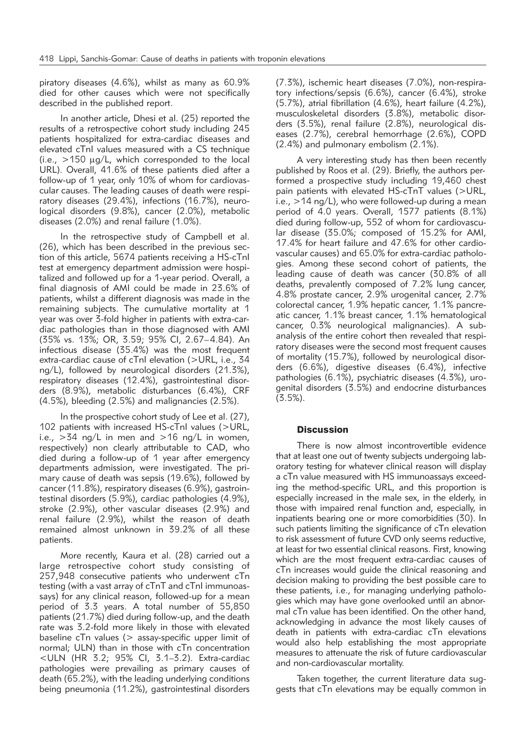piratory diseases (4.6%), whilst as many as 60.9% died for other causes which were not specifically described in the published report.

In another article, Dhesi et al. (25) reported the results of a retrospective cohort study including 245 patients hospitalized for extra-cardiac diseases and elevated cTnI values measured with a CS technique (i.e., >150 μg/L, which corresponded to the local URL). Overall, 41.6% of these patients died after a follow-up of 1 year, only 10% of whom for cardiovascular causes. The leading causes of death were respiratory diseases (29.4%), infections (16.7%), neurological disorders (9.8%), cancer (2.0%), metabolic diseases (2.0%) and renal failure (1.0%).

In the retrospective study of Campbell et al. (26), which has been described in the previous section of this article, 5674 patients receiving a HS-cTnI test at emergency department admission were hospitalized and followed up for a 1-year period. Overall, a final diagnosis of AMI could be made in 23.6% of patients, whilst a different diagnosis was made in the remaining subjects. The cumulative mortality at 1 year was over 3-fold higher in patients with extra-cardiac pathologies than in those diagnosed with AMI (35% vs. 13%; OR, 3.59; 95% CI, 2.67–4.84). An infectious disease (35.4%) was the most frequent extra-cardiac cause of cTnI elevation (>URL, i.e., 34 ng/L), followed by neurological disorders (21.3%), respiratory diseases (12.4%), gastrointestinal disorders (8.9%), metabolic disturbances (6.4%), CRF (4.5%), bleeding (2.5%) and malignancies (2.5%).

In the prospective cohort study of Lee et al. (27), 102 patients with increased HS-cTnI values (>URL, i.e., >34 ng/L in men and >16 ng/L in women, respectively) non clearly attributable to CAD, who died during a follow-up of 1 year after emergency departments admission, were investigated. The primary cause of death was sepsis (19.6%), followed by cancer (11.8%), respiratory diseases (6.9%), gastrointestinal disorders (5.9%), cardiac pathologies (4.9%), stroke (2.9%), other vascular diseases (2.9%) and renal failure (2.9%), whilst the reason of death remained almost unknown in 39.2% of all these patients.

More recently, Kaura et al. (28) carried out a large retrospective cohort study consisting of 257,948 consecutive patients who underwent cTn testing (with a vast array of cTnT and cTnI immunoassays) for any clinical reason, followed-up for a mean period of 3.3 years. A total number of 55,850 patients (21.7%) died during follow-up, and the death rate was 3.2-fold more likely in those with elevated baseline cTn values (> assay-specific upper limit of normal; ULN) than in those with cTn concentration <ULN (HR 3.2; 95% CI, 3.1–3.2). Extra-cardiac pathologies were prevailing as primary causes of death (65.2%), with the leading underlying conditions being pneumonia (11.2%), gastrointestinal disorders (7.3%), ischemic heart diseases (7.0%), non-respiratory infections/sepsis (6.6%), cancer (6.4%), stroke (5.7%), atrial fibrillation (4.6%), heart failure (4.2%), musculoskeletal disorders (3.8%), metabolic disorders (3.5%), renal failure (2.8%), neurological diseases (2.7%), cerebral hemorrhage (2.6%), COPD (2.4%) and pulmonary embolism (2.1%).

A very interesting study has then been recently published by Roos et al. (29). Briefly, the authors performed a prospective study including 19,460 chest pain patients with elevated HS-cTnT values (>URL, i.e., >14 ng/L), who were followed-up during a mean period of 4.0 years. Overall, 1577 patients (8.1%) died during follow-up, 552 of whom for cardiovascular disease (35.0%; composed of 15.2% for AMI, 17.4% for heart failure and 47.6% for other cardiovascular causes) and 65.0% for extra-cardiac pathologies. Among these second cohort of patients, the leading cause of death was cancer (30.8% of all deaths, prevalently composed of 7.2% lung cancer, 4.8% prostate cancer, 2.9% urogenital cancer, 2.7% colorectal cancer, 1.9% hepatic cancer, 1.1% pancreatic cancer, 1.1% breast cancer, 1.1% hematological cancer, 0.3% neurological malignancies). A subanalysis of the entire cohort then revealed that respiratory diseases were the second most frequent causes of mortality (15.7%), followed by neurological disorders (6.6%), digestive diseases (6.4%), infective pathologies (6.1%), psychiatric diseases (4.3%), urogenital disorders (3.5%) and endocrine disturbances (3.5%).

## Discussion

There is now almost incontrovertible evidence that at least one out of twenty subjects undergoing laboratory testing for whatever clinical reason will display a cTn value measured with HS immunoassays exceeding the method-specific URL, and this proportion is especially increased in the male sex, in the elderly, in those with impaired renal function and, especially, in inpatients bearing one or more comorbidities (30). In such patients limiting the significance of cTn elevation to risk assessment of future CVD only seems reductive, at least for two essential clinical reasons. First, knowing which are the most frequent extra-cardiac causes of cTn increases would guide the clinical reasoning and decision making to providing the best possible care to these patients, i.e., for managing underlying pathologies which may have gone overlooked until an abnormal cTn value has been identified. On the other hand, acknowledging in advance the most likely causes of death in patients with extra-cardiac cTn elevations would also help establishing the most appropriate measures to attenuate the risk of future cardiovascular and non-cardiovascular mortality.

Taken together, the current literature data suggests that cTn elevations may be equally common in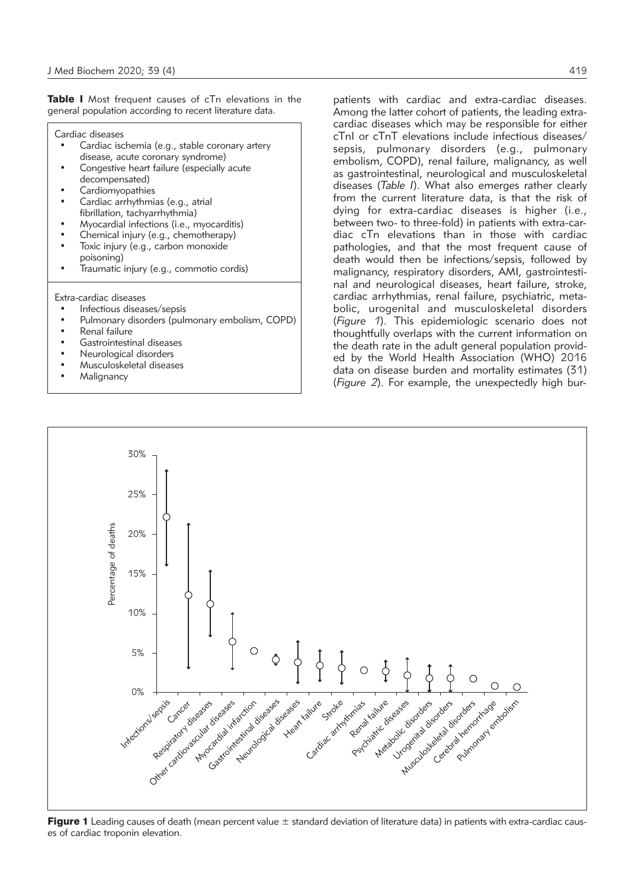**Table I** Most frequent causes of cTn elevations in the general population according to recent literature data.

Cardiac diseases

- Cardiac ischemia (e.g., stable coronary artery disease, acute coronary syndrome)
- Congestive heart failure (especially acute decompensated)
- Cardiomyopathies
- Cardiac arrhythmias (e.g., atrial fibrillation, tachyarrhythmia)
- Myocardial infections (i.e., myocarditis)
- Chemical injury (e.g., chemotherapy)
- Toxic injury (e.g., carbon monoxide poisoning)
- Traumatic injury (e.g., commotio cordis)

Extra-cardiac diseases

- Infectious diseases/sepsis
- Pulmonary disorders (pulmonary embolism, COPD)
- Renal failure
- Gastrointestinal diseases
- Neurological disorders
- Musculoskeletal diseases
- Malignancy

patients with cardiac and extra-cardiac diseases. Among the latter cohort of patients, the leading extra-cardiac diseases which may be responsible for either cTnI or cTnT elevations include infectious diseases/sepsis, pulmonary disorders (e.g., pulmonary embolism, COPD), renal failure, malignancy, as well as gastrointestinal, neurological and musculoskeletal diseases (*Table I*). What also emerges rather clearly from the current literature data, is that the risk of dying for extra-cardiac diseases is higher (i.e., between two- to three-fold) in patients with extra-cardiac cTn elevations than in those with cardiac pathologies, and that the most frequent cause of death would then be infections/sepsis, followed by malignancy, respiratory disorders, AMI, gastrointestinal and neurological diseases, heart failure, stroke, cardiac arrhythmias, renal failure, psychiatric, metabolic, urogenital and musculoskeletal disorders (*Figure 1*). This epidemiologic scenario does not thoughtfully overlaps with the current information on the death rate in the adult general population provided by the World Health Association (WHO) 2016 data on disease burden and mortality estimates (31) (*Figure 2*). For example, the unexpectedly high bur-

**Figure 1** Leading causes of death (mean percent value ± standard deviation of literature data) in patients with extra-cardiac causes of cardiac troponin elevation.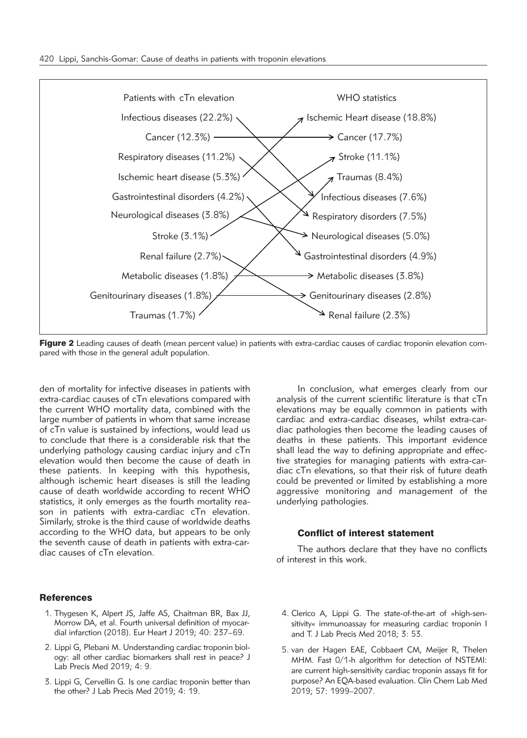| Patients with cTn elevation | WHO statistics |
|---|---|
| Infectious diseases (22.2%) | Ischemic Heart disease (18.8%) |
| Cancer (12.3%) | Cancer (17.7%) |
| Respiratory diseases (11.2%) | Stroke (11.1%) |
| Ischemic heart disease (5.3%) | Traumas (8.4%) |
| Gastrointestinal disorders (4.2%) | Infectious diseases (7.6%) |
| Neurological diseases (3.8%) | Respiratory disorders (7.5%) |
| Stroke (3.1%) | Neurological diseases (5.0%) |
| Renal failure (2.7%) | Gastrointestinal disorders (4.9%) |
| Metabolic diseases (1.8%) | Metabolic diseases (3.8%) |
| Genitourinary diseases (1.8%) | Genitourinary diseases (2.8%) |
| Traumas (1.7%) | Renal failure (2.3%) |

**Figure 2** Leading causes of death (mean percent value) in patients with extra-cardiac causes of cardiac troponin elevation compared with those in the general adult population.

den of mortality for infective diseases in patients with extra-cardiac causes of cTn elevations compared with the current WHO mortality data, combined with the large number of patients in whom that same increase of cTn value is sustained by infections, would lead us to conclude that there is a considerable risk that the underlying pathology causing cardiac injury and cTn elevation would then become the cause of death in these patients. In keeping with this hypothesis, although ischemic heart diseases is still the leading cause of death worldwide according to recent WHO statistics, it only emerges as the fourth mortality reason in patients with extra-cardiac cTn elevation. Similarly, stroke is the third cause of worldwide deaths according to the WHO data, but appears to be only the seventh cause of death in patients with extra-cardiac causes of cTn elevation.

In conclusion, what emerges clearly from our analysis of the current scientific literature is that cTn elevations may be equally common in patients with cardiac and extra-cardiac diseases, whilst extra-cardiac pathologies then become the leading causes of deaths in these patients. This important evidence shall lead the way to defining appropriate and effective strategies for managing patients with extra-cardiac cTn elevations, so that their risk of future death could be prevented or limited by establishing a more aggressive monitoring and management of the underlying pathologies.

### Conflict of interest statement

The authors declare that they have no conflicts of interest in this work.

### References

1. Thygesen K, Alpert JS, Jaffe AS, Chaitman BR, Bax JJ, Morrow DA, et al. Fourth universal definition of myocardial infarction (2018). Eur Heart J 2019; 40: 237–69.
2. Lippi G, Plebani M. Understanding cardiac troponin biology: all other cardiac biomarkers shall rest in peace? J Lab Precis Med 2019; 4: 9.
3. Lippi G, Cervellin G. Is one cardiac troponin better than the other? J Lab Precis Med 2019; 4: 19.
4. Clerico A, Lippi G. The state-of-the-art of »high-sensitivity« immunoassay for measuring cardiac troponin I and T. J Lab Precis Med 2018; 3: 53.
5. van der Hagen EAE, Cobbaert CM, Meijer R, Thelen MHM. Fast 0/1-h algorithm for detection of NSTEMI: are current high-sensitivity cardiac troponin assays fit for purpose? An EQA-based evaluation. Clin Chem Lab Med 2019; 57: 1999–2007.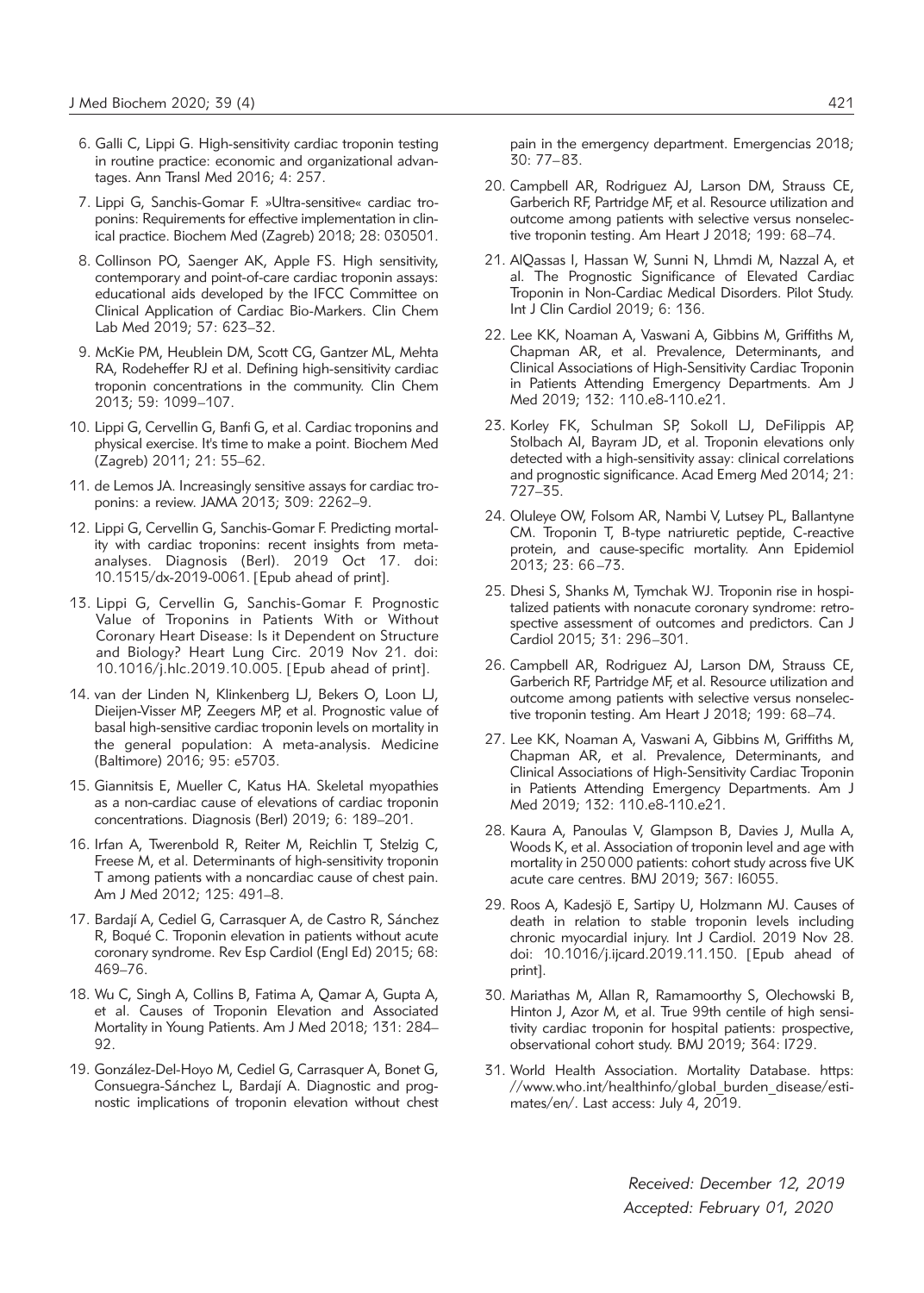6. Galli C, Lippi G. High-sensitivity cardiac troponin testing in routine practice: economic and organizational advantages. Ann Transl Med 2016; 4: 257.
7. Lippi G, Sanchis-Gomar F. »Ultra-sensitive« cardiac troponins: Requirements for effective implementation in clinical practice. Biochem Med (Zagreb) 2018; 28: 030501.
8. Collinson PO, Saenger AK, Apple FS. High sensitivity, contemporary and point-of-care cardiac troponin assays: educational aids developed by the IFCC Committee on Clinical Application of Cardiac Bio-Markers. Clin Chem Lab Med 2019; 57: 623–32.
9. McKie PM, Heublein DM, Scott CG, Gantzer ML, Mehta RA, Rodeheffer RJ et al. Defining high-sensitivity cardiac troponin concentrations in the community. Clin Chem 2013; 59: 1099–107.
10. Lippi G, Cervellin G, Banfi G, et al. Cardiac troponins and physical exercise. It's time to make a point. Biochem Med (Zagreb) 2011; 21: 55–62.
11. de Lemos JA. Increasingly sensitive assays for cardiac troponins: a review. JAMA 2013; 309: 2262–9.
12. Lippi G, Cervellin G, Sanchis-Gomar F. Predicting mortality with cardiac troponins: recent insights from meta-analyses. Diagnosis (Berl). 2019 Oct 17. doi: 10.1515/dx-2019-0061. [Epub ahead of print].
13. Lippi G, Cervellin G, Sanchis-Gomar F. Prognostic Value of Troponins in Patients With or Without Coronary Heart Disease: Is it Dependent on Structure and Biology? Heart Lung Circ. 2019 Nov 21. doi: 10.1016/j.hlc.2019.10.005. [Epub ahead of print].
14. van der Linden N, Klinkenberg LJ, Bekers O, Loon LJ, Dieijen-Visser MP, Zeegers MP, et al. Prognostic value of basal high-sensitive cardiac troponin levels on mortality in the general population: A meta-analysis. Medicine (Baltimore) 2016; 95: e5703.
15. Giannitsis E, Mueller C, Katus HA. Skeletal myopathies as a non-cardiac cause of elevations of cardiac troponin concentrations. Diagnosis (Berl) 2019; 6: 189–201.
16. Irfan A, Twerenbold R, Reiter M, Reichlin T, Stelzig C, Freese M, et al. Determinants of high-sensitivity troponin T among patients with a noncardiac cause of chest pain. Am J Med 2012; 125: 491–8.
17. Bardají A, Cediel G, Carrasquer A, de Castro R, Sánchez R, Boqué C. Troponin elevation in patients without acute coronary syndrome. Rev Esp Cardiol (Engl Ed) 2015; 68: 469–76.
18. Wu C, Singh A, Collins B, Fatima A, Qamar A, Gupta A, et al. Causes of Troponin Elevation and Associated Mortality in Young Patients. Am J Med 2018; 131: 284–92.
19. González-Del-Hoyo M, Cediel G, Carrasquer A, Bonet G, Consuegra-Sánchez L, Bardají A. Diagnostic and prognostic implications of troponin elevation without chest pain in the emergency department. Emergencias 2018; 30: 77–83.
20. Campbell AR, Rodriguez AJ, Larson DM, Strauss CE, Garberich RF, Partridge MF, et al. Resource utilization and outcome among patients with selective versus nonselective troponin testing. Am Heart J 2018; 199: 68–74.
21. AlQassas I, Hassan W, Sunni N, Lhmdi M, Nazzal A, et al. The Prognostic Significance of Elevated Cardiac Troponin in Non-Cardiac Medical Disorders. Pilot Study. Int J Clin Cardiol 2019; 6: 136.
22. Lee KK, Noaman A, Vaswani A, Gibbins M, Griffiths M, Chapman AR, et al. Prevalence, Determinants, and Clinical Associations of High-Sensitivity Cardiac Troponin in Patients Attending Emergency Departments. Am J Med 2019; 132: 110.e8-110.e21.
23. Korley FK, Schulman SP, Sokoll LJ, DeFilippis AP, Stolbach AI, Bayram JD, et al. Troponin elevations only detected with a high-sensitivity assay: clinical correlations and prognostic significance. Acad Emerg Med 2014; 21: 727–35.
24. Oluleye OW, Folsom AR, Nambi V, Lutsey PL, Ballantyne CM. Troponin T, B-type natriuretic peptide, C-reactive protein, and cause-specific mortality. Ann Epidemiol 2013; 23: 66–73.
25. Dhesi S, Shanks M, Tymchak WJ. Troponin rise in hospitalized patients with nonacute coronary syndrome: retrospective assessment of outcomes and predictors. Can J Cardiol 2015; 31: 296–301.
26. Campbell AR, Rodriguez AJ, Larson DM, Strauss CE, Garberich RF, Partridge MF, et al. Resource utilization and outcome among patients with selective versus nonselective troponin testing. Am Heart J 2018; 199: 68–74.
27. Lee KK, Noaman A, Vaswani A, Gibbins M, Griffiths M, Chapman AR, et al. Prevalence, Determinants, and Clinical Associations of High-Sensitivity Cardiac Troponin in Patients Attending Emergency Departments. Am J Med 2019; 132: 110.e8-110.e21.
28. Kaura A, Panoulas V, Glampson B, Davies J, Mulla A, Woods K, et al. Association of troponin level and age with mortality in 250 000 patients: cohort study across five UK acute care centres. BMJ 2019; 367: l6055.
29. Roos A, Kadesjö E, Sartipy U, Holzmann MJ. Causes of death in relation to stable troponin levels including chronic myocardial injury. Int J Cardiol. 2019 Nov 28. doi: 10.1016/j.ijcard.2019.11.150. [Epub ahead of print].
30. Mariathas M, Allan R, Ramamoorthy S, Olechowski B, Hinton J, Azor M, et al. True 99th centile of high sensitivity cardiac troponin for hospital patients: prospective, observational cohort study. BMJ 2019; 364: l729.
31. World Health Association. Mortality Database. https://www.who.int/healthinfo/global_burden_disease/estimates/en/. Last access: July 4, 2019.

*Received: December 12, 2019*
*Accepted: February 01, 2020*